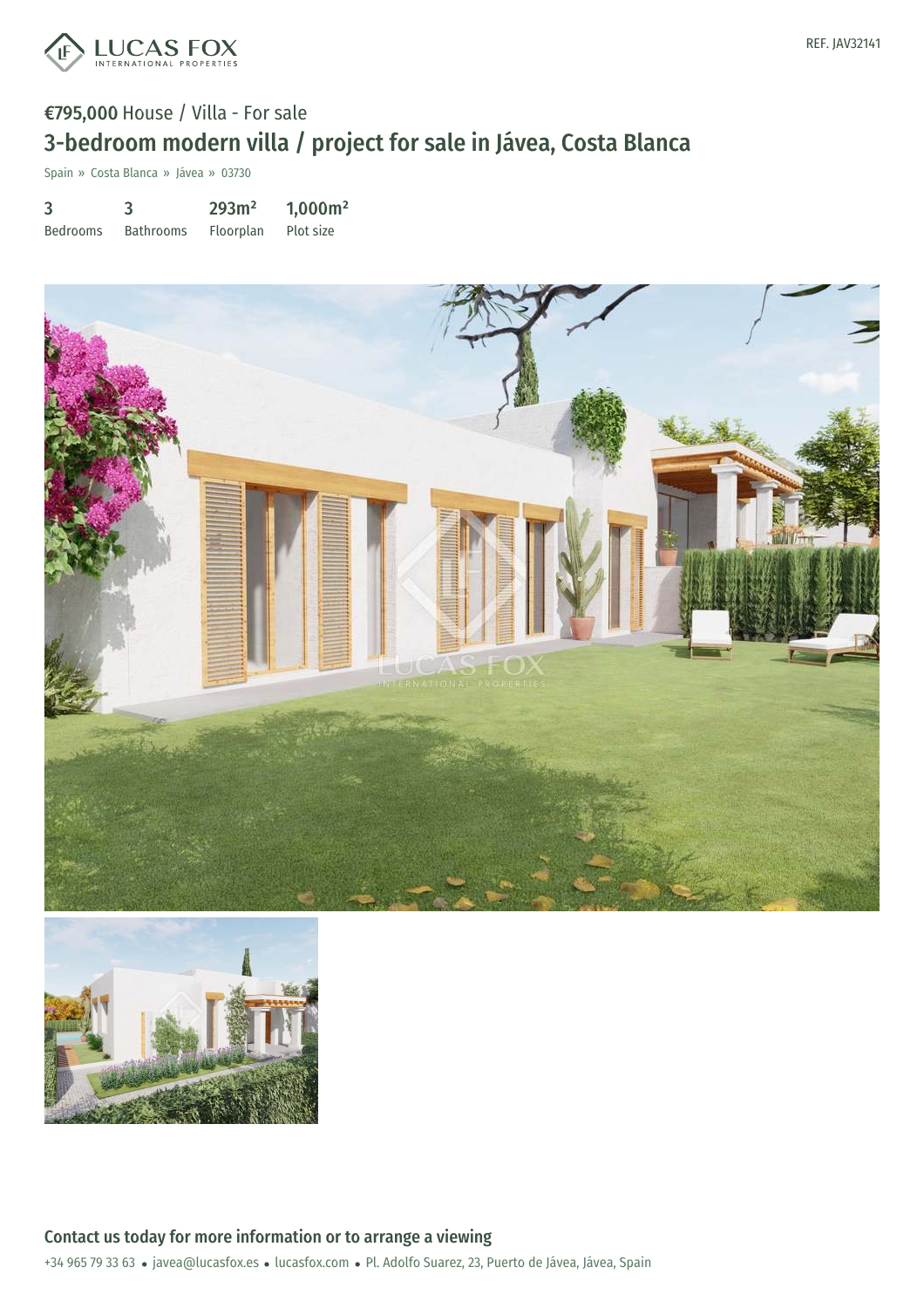REF. JAV32141

**€795,000** House / Villa - For sale

# 3-bedroom modern villa / project for sale in Jávea, Costa Blanca

Spain » Costa Blanca » Jávea » 03730

| 3 | 3 | 293m² | 1,000m² |
|---|---|---|---|
| Bedrooms | Bathrooms | Floorplan | Plot size |

## Contact us today for more information or to arrange a viewing

+34 965 79 33 63 • javea@lucasfox.es • lucasfox.com • Pl. Adolfo Suarez, 23, Puerto de Jávea, Jávea, Spain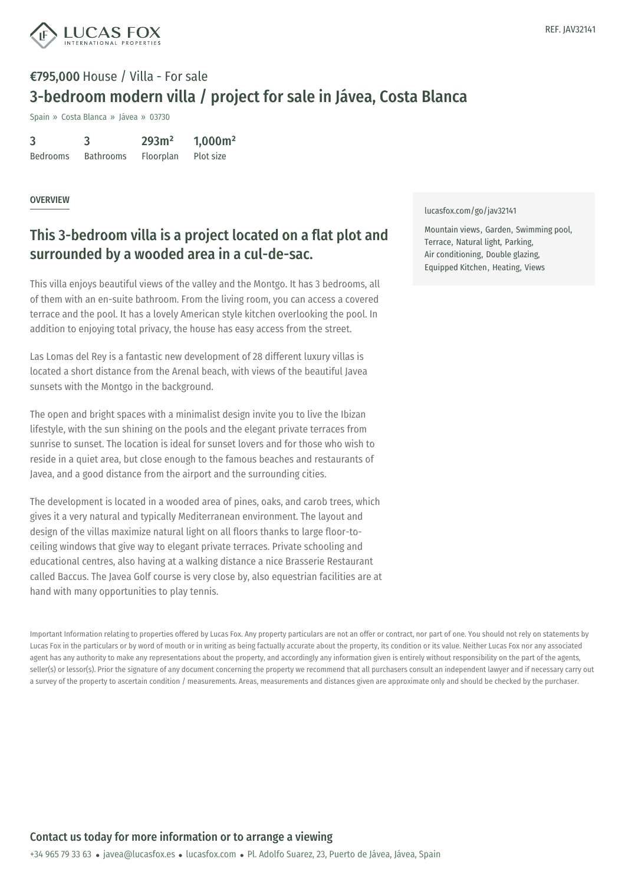REF. JAV32141

**€795,000** House / Villa - For sale

# 3-bedroom modern villa / project for sale in Jávea, Costa Blanca

Spain » Costa Blanca » Jávea » 03730

| 3 | 3 | 293m² | 1,000m² |
|---|---|---|---|
| Bedrooms | Bathrooms | Floorplan | Plot size |

lucasfox.com/go/jav32141

Mountain views, Garden, Swimming pool, Terrace, Natural light, Parking, Air conditioning, Double glazing, Equipped Kitchen, Heating, Views

OVERVIEW

## This 3-bedroom villa is a project located on a flat plot and surrounded by a wooded area in a cul-de-sac.

This villa enjoys beautiful views of the valley and the Montgo. It has 3 bedrooms, all of them with an en-suite bathroom. From the living room, you can access a covered terrace and the pool. It has a lovely American style kitchen overlooking the pool. In addition to enjoying total privacy, the house has easy access from the street.

Las Lomas del Rey is a fantastic new development of 28 different luxury villas is located a short distance from the Arenal beach, with views of the beautiful Javea sunsets with the Montgo in the background.

The open and bright spaces with a minimalist design invite you to live the Ibizan lifestyle, with the sun shining on the pools and the elegant private terraces from sunrise to sunset. The location is ideal for sunset lovers and for those who wish to reside in a quiet area, but close enough to the famous beaches and restaurants of Javea, and a good distance from the airport and the surrounding cities.

The development is located in a wooded area of pines, oaks, and carob trees, which gives it a very natural and typically Mediterranean environment. The layout and design of the villas maximize natural light on all floors thanks to large floor-to-ceiling windows that give way to elegant private terraces. Private schooling and educational centres, also having at a walking distance a nice Brasserie Restaurant called Baccus. The Javea Golf course is very close by, also equestrian facilities are at hand with many opportunities to play tennis.

Important Information relating to properties offered by Lucas Fox. Any property particulars are not an offer or contract, nor part of one. You should not rely on statements by Lucas Fox in the particulars or by word of mouth or in writing as being factually accurate about the property, its condition or its value. Neither Lucas Fox nor any associated agent has any authority to make any representations about the property, and accordingly any information given is entirely without responsibility on the part of the agents, seller(s) or lessor(s). Prior the signature of any document concerning the property we recommend that all purchasers consult an independent lawyer and if necessary carry out a survey of the property to ascertain condition / measurements. Areas, measurements and distances given are approximate only and should be checked by the purchaser.

## Contact us today for more information or to arrange a viewing

+34 965 79 33 63 • javea@lucasfox.es • lucasfox.com • Pl. Adolfo Suarez, 23, Puerto de Jávea, Jávea, Spain